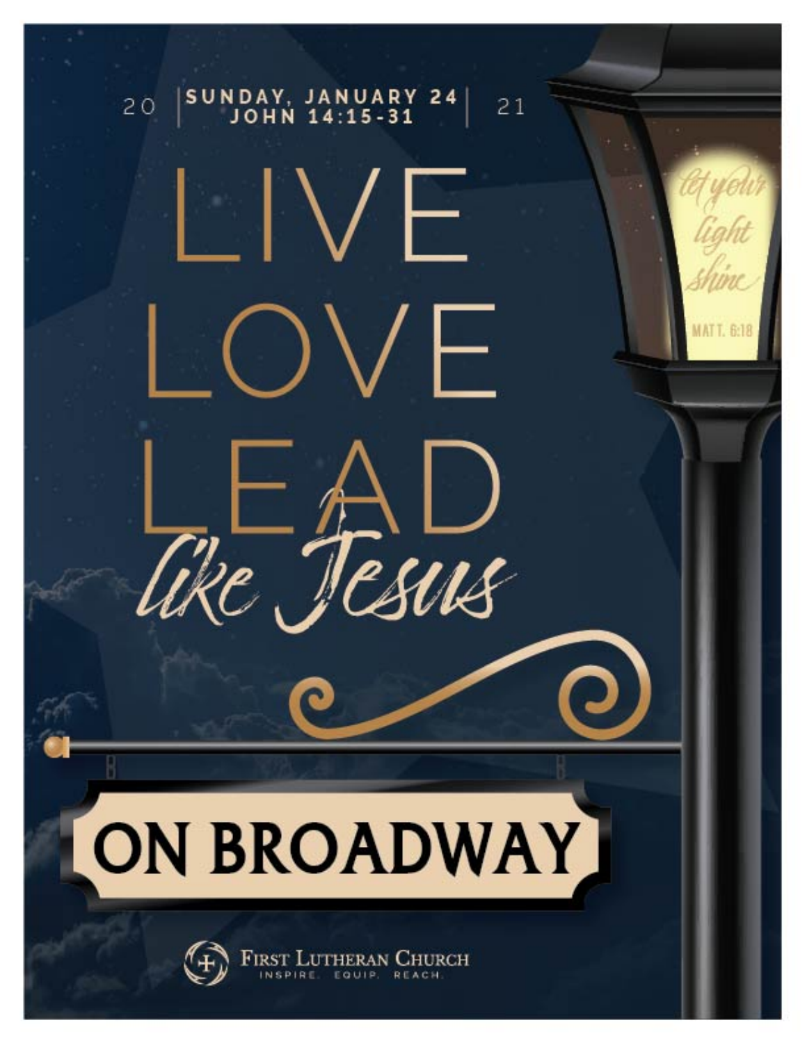2021

**SUNDAY, JANUARY 24**
**JOHN 14:15-31**

# LIVE LOVE LEAD *like Jesus*

*let your light shine*

MATT. 6:18

# ON BROADWAY

FIRST LUTHERAN CHURCH
INSPIRE. EQUIP. REACH.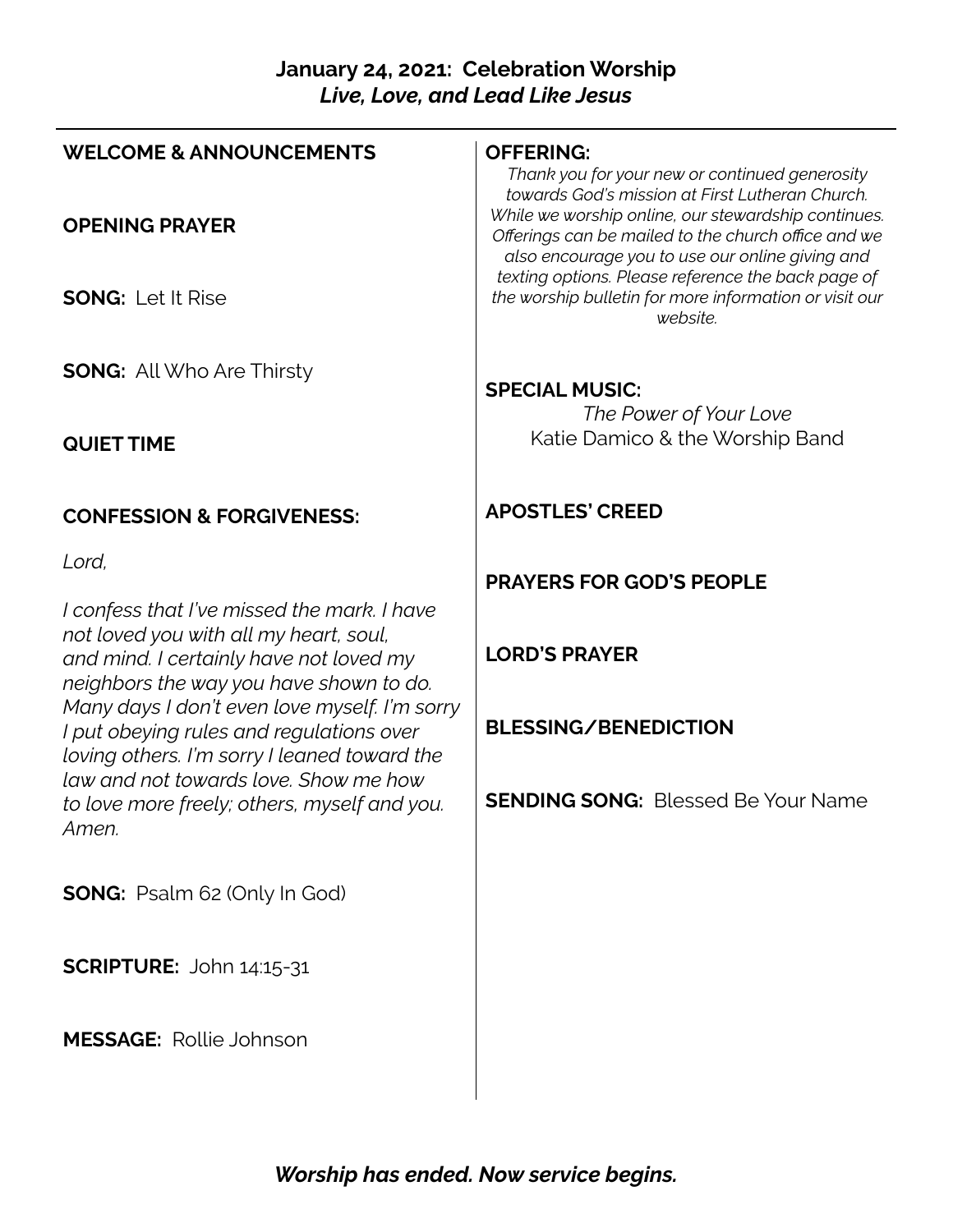## January 24, 2021: Celebration Worship
### *Live, Love, and Lead Like Jesus*

**WELCOME & ANNOUNCEMENTS**

**OPENING PRAYER**

**SONG:** Let It Rise

**SONG:** All Who Are Thirsty

**QUIET TIME**

**CONFESSION & FORGIVENESS:**

*Lord,*

*I confess that I've missed the mark. I have not loved you with all my heart, soul, and mind. I certainly have not loved my neighbors the way you have shown to do. Many days I don't even love myself. I'm sorry I put obeying rules and regulations over loving others. I'm sorry I leaned toward the law and not towards love. Show me how to love more freely; others, myself and you. Amen.*

**SONG:** Psalm 62 (Only In God)

**SCRIPTURE:** John 14:15-31

**MESSAGE:** Rollie Johnson

**OFFERING:**

*Thank you for your new or continued generosity towards God's mission at First Lutheran Church. While we worship online, our stewardship continues. Offerings can be mailed to the church office and we also encourage you to use our online giving and texting options. Please reference the back page of the worship bulletin for more information or visit our website.*

**SPECIAL MUSIC:**

*The Power of Your Love*
Katie Damico & the Worship Band

**APOSTLES' CREED**

**PRAYERS FOR GOD'S PEOPLE**

**LORD'S PRAYER**

**BLESSING/BENEDICTION**

**SENDING SONG:** Blessed Be Your Name

***Worship has ended. Now service begins.***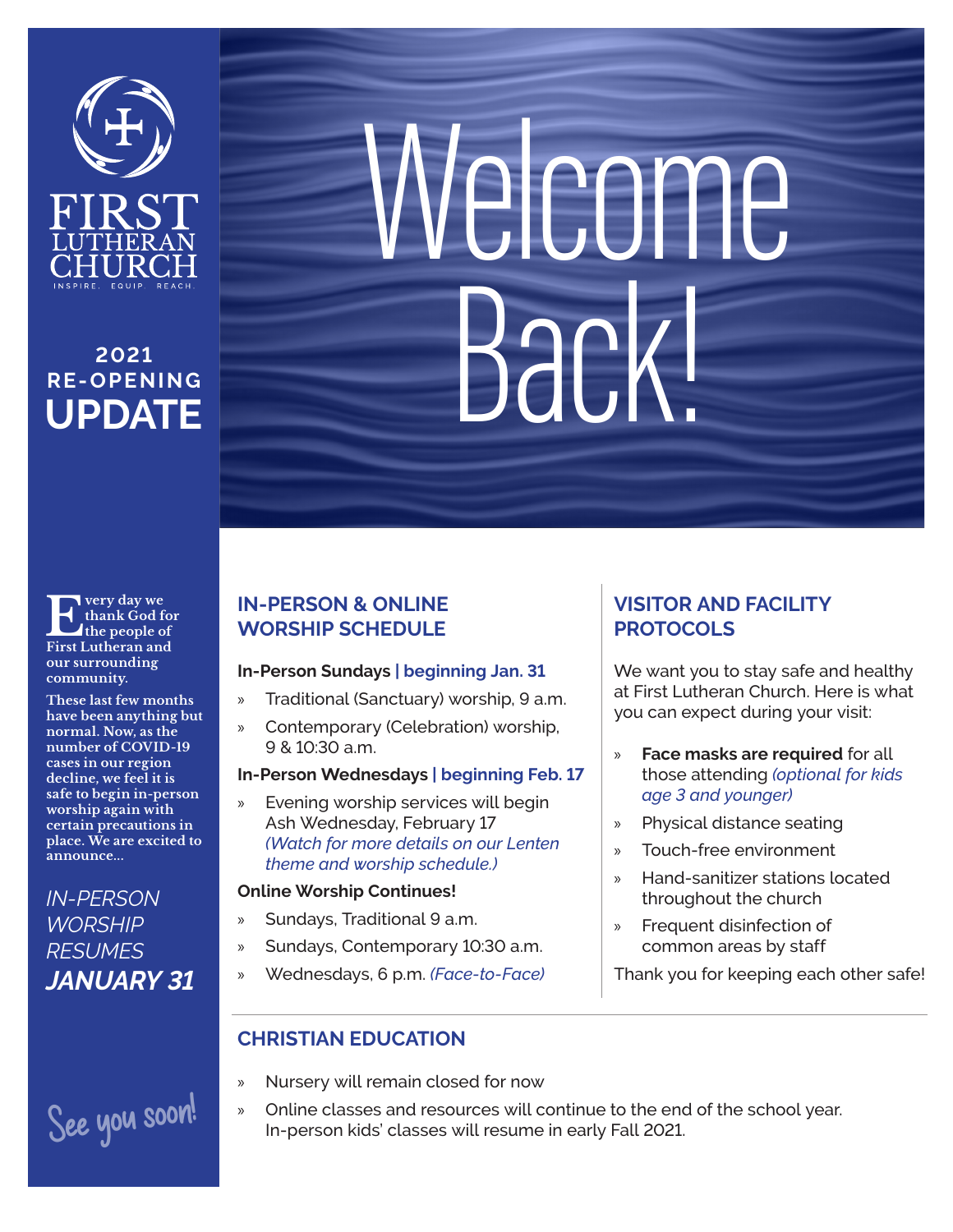FIRST LUTHERAN CHURCH

INSPIRE. EQUIP. REACH.

**2021 RE-OPENING UPDATE**

# Welcome Back!

**Every day we thank God for the people of First Lutheran and our surrounding community.**

**These last few months have been anything but normal. Now, as the number of COVID-19 cases in our region decline, we feel it is safe to begin in-person worship again with certain precautions in place. We are excited to announce...**

*IN-PERSON WORSHIP RESUMES* ***JANUARY 31***

See you soon!

## IN-PERSON & ONLINE WORSHIP SCHEDULE

**In-Person Sundays | beginning Jan. 31**

- Traditional (Sanctuary) worship, 9 a.m.
- Contemporary (Celebration) worship, 9 & 10:30 a.m.

**In-Person Wednesdays | beginning Feb. 17**

- Evening worship services will begin Ash Wednesday, February 17 *(Watch for more details on our Lenten theme and worship schedule.)*

**Online Worship Continues!**

- Sundays, Traditional 9 a.m.
- Sundays, Contemporary 10:30 a.m.
- Wednesdays, 6 p.m. *(Face-to-Face)*

## VISITOR AND FACILITY PROTOCOLS

We want you to stay safe and healthy at First Lutheran Church. Here is what you can expect during your visit:

- **Face masks are required** for all those attending *(optional for kids age 3 and younger)*
- Physical distance seating
- Touch-free environment
- Hand-sanitizer stations located throughout the church
- Frequent disinfection of common areas by staff

Thank you for keeping each other safe!

## CHRISTIAN EDUCATION

- Nursery will remain closed for now
- Online classes and resources will continue to the end of the school year. In-person kids' classes will resume in early Fall 2021.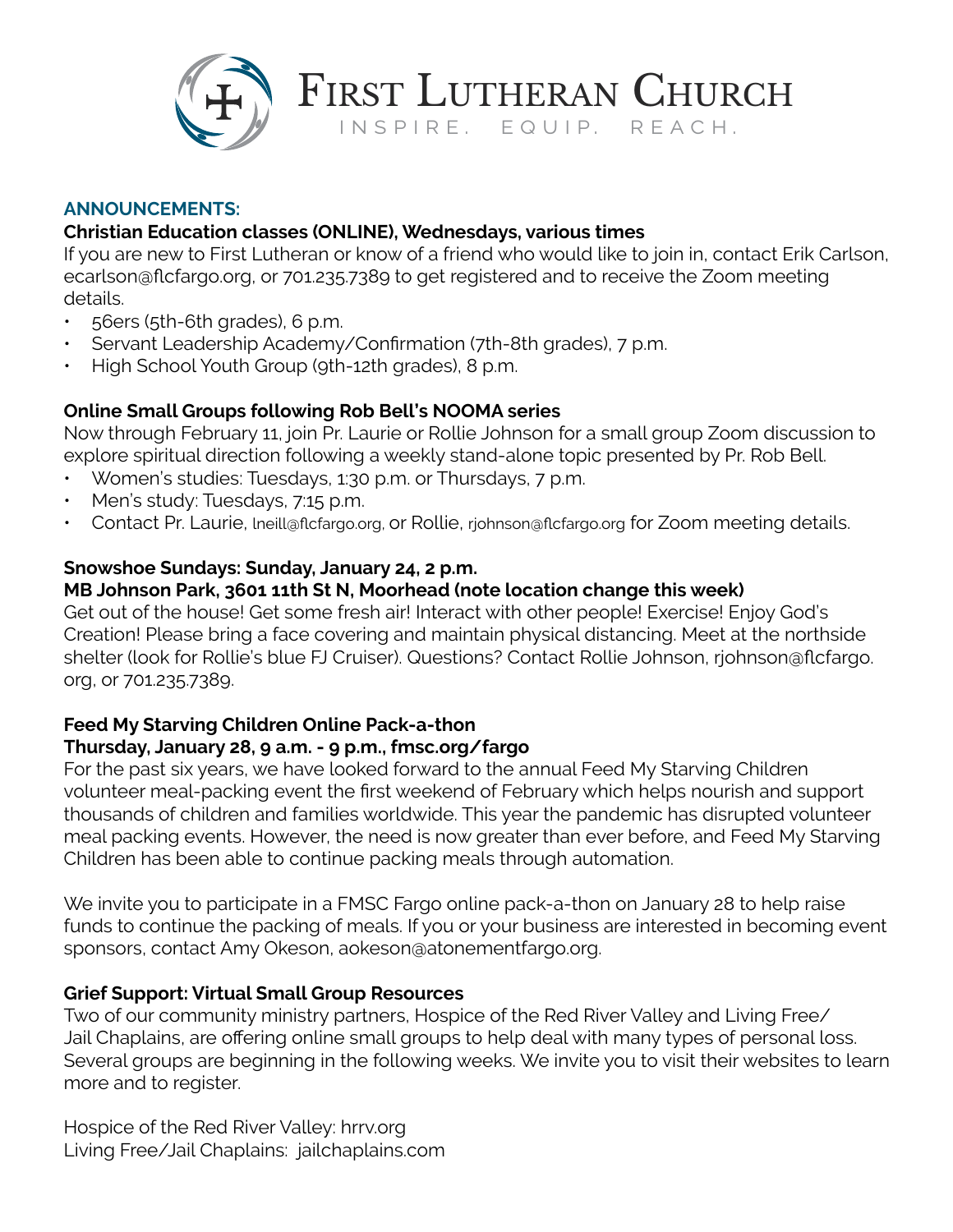# First Lutheran Church

INSPIRE. EQUIP. REACH.

## ANNOUNCEMENTS:

**Christian Education classes (ONLINE), Wednesdays, various times**

If you are new to First Lutheran or know of a friend who would like to join in, contact Erik Carlson, ecarlson@flcfargo.org, or 701.235.7389 to get registered and to receive the Zoom meeting details.

- 56ers (5th-6th grades), 6 p.m.
- Servant Leadership Academy/Confirmation (7th-8th grades), 7 p.m.
- High School Youth Group (9th-12th grades), 8 p.m.

**Online Small Groups following Rob Bell's NOOMA series**

Now through February 11, join Pr. Laurie or Rollie Johnson for a small group Zoom discussion to explore spiritual direction following a weekly stand-alone topic presented by Pr. Rob Bell.

- Women's studies: Tuesdays, 1:30 p.m. or Thursdays, 7 p.m.
- Men's study: Tuesdays, 7:15 p.m.
- Contact Pr. Laurie, lneill@flcfargo.org, or Rollie, rjohnson@flcfargo.org for Zoom meeting details.

**Snowshoe Sundays: Sunday, January 24, 2 p.m.**
**MB Johnson Park, 3601 11th St N, Moorhead (note location change this week)**

Get out of the house! Get some fresh air! Interact with other people! Exercise! Enjoy God's Creation! Please bring a face covering and maintain physical distancing. Meet at the northside shelter (look for Rollie's blue FJ Cruiser). Questions? Contact Rollie Johnson, rjohnson@flcfargo.org, or 701.235.7389.

**Feed My Starving Children Online Pack-a-thon**
**Thursday, January 28, 9 a.m. - 9 p.m., fmsc.org/fargo**

For the past six years, we have looked forward to the annual Feed My Starving Children volunteer meal-packing event the first weekend of February which helps nourish and support thousands of children and families worldwide. This year the pandemic has disrupted volunteer meal packing events. However, the need is now greater than ever before, and Feed My Starving Children has been able to continue packing meals through automation.

We invite you to participate in a FMSC Fargo online pack-a-thon on January 28 to help raise funds to continue the packing of meals. If you or your business are interested in becoming event sponsors, contact Amy Okeson, aokeson@atonementfargo.org.

**Grief Support: Virtual Small Group Resources**

Two of our community ministry partners, Hospice of the Red River Valley and Living Free/Jail Chaplains, are offering online small groups to help deal with many types of personal loss. Several groups are beginning in the following weeks. We invite you to visit their websites to learn more and to register.

Hospice of the Red River Valley: hrrv.org
Living Free/Jail Chaplains: jailchaplains.com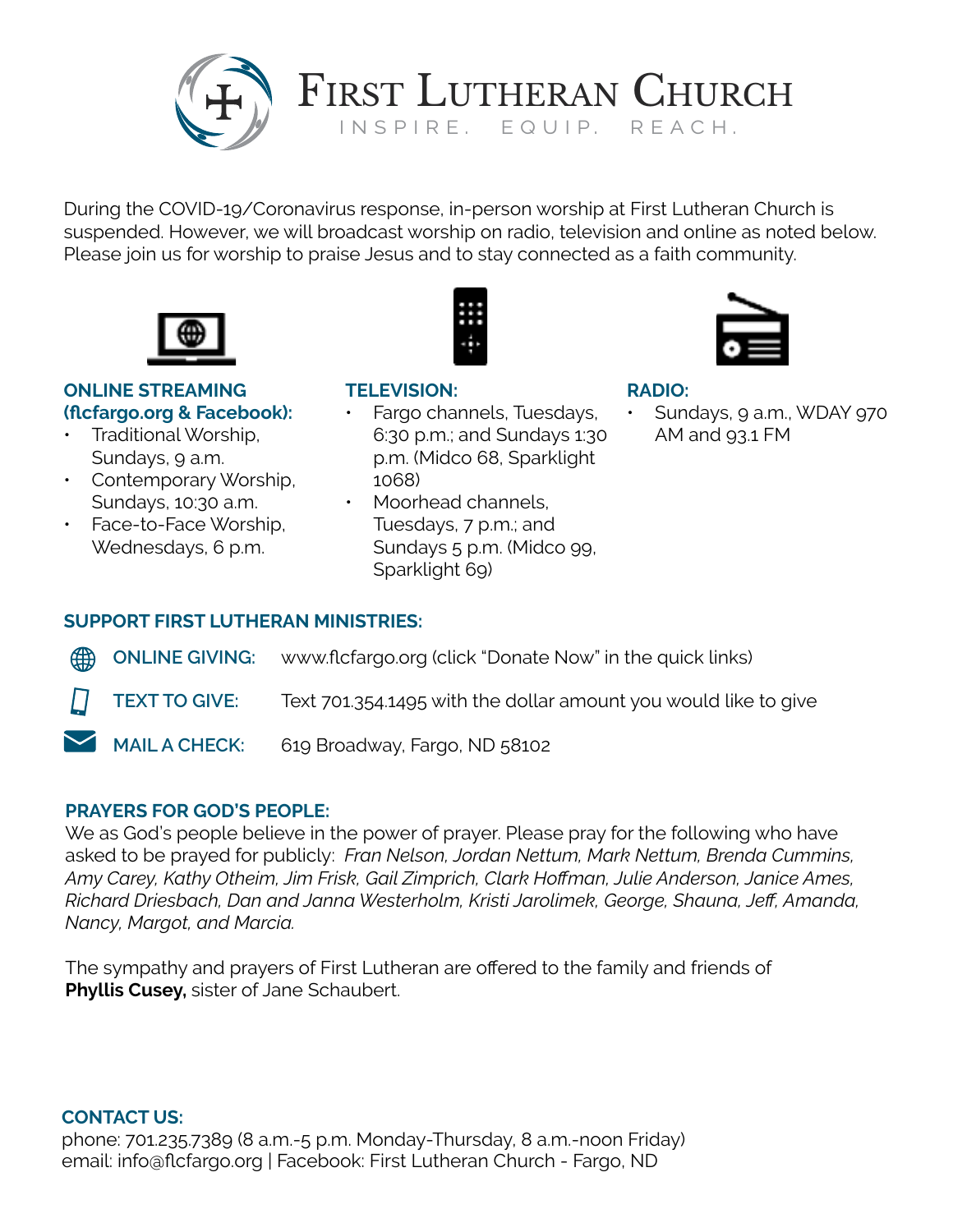# First Lutheran Church

INSPIRE. EQUIP. REACH.

During the COVID-19/Coronavirus response, in-person worship at First Lutheran Church is suspended. However, we will broadcast worship on radio, television and online as noted below. Please join us for worship to praise Jesus and to stay connected as a faith community.

**ONLINE STREAMING (flcfargo.org & Facebook):**

- Traditional Worship, Sundays, 9 a.m.
- Contemporary Worship, Sundays, 10:30 a.m.
- Face-to-Face Worship, Wednesdays, 6 p.m.

**TELEVISION:**

- Fargo channels, Tuesdays, 6:30 p.m.; and Sundays 1:30 p.m. (Midco 68, Sparklight 1068)
- Moorhead channels, Tuesdays, 7 p.m.; and Sundays 5 p.m. (Midco 99, Sparklight 69)

**RADIO:**

- Sundays, 9 a.m., WDAY 970 AM and 93.1 FM

## SUPPORT FIRST LUTHERAN MINISTRIES:

**ONLINE GIVING:** www.flcfargo.org (click "Donate Now" in the quick links)

**TEXT TO GIVE:** Text 701.354.1495 with the dollar amount you would like to give

**MAIL A CHECK:** 619 Broadway, Fargo, ND 58102

## PRAYERS FOR GOD'S PEOPLE:

We as God's people believe in the power of prayer. Please pray for the following who have asked to be prayed for publicly: *Fran Nelson, Jordan Nettum, Mark Nettum, Brenda Cummins, Amy Carey, Kathy Otheim, Jim Frisk, Gail Zimprich, Clark Hoffman, Julie Anderson, Janice Ames, Richard Driesbach, Dan and Janna Westerholm, Kristi Jarolimek, George, Shauna, Jeff, Amanda, Nancy, Margot, and Marcia.*

The sympathy and prayers of First Lutheran are offered to the family and friends of **Phyllis Cusey,** sister of Jane Schaubert.

## CONTACT US:

phone: 701.235.7389 (8 a.m.-5 p.m. Monday-Thursday, 8 a.m.-noon Friday)
email: info@flcfargo.org | Facebook: First Lutheran Church - Fargo, ND